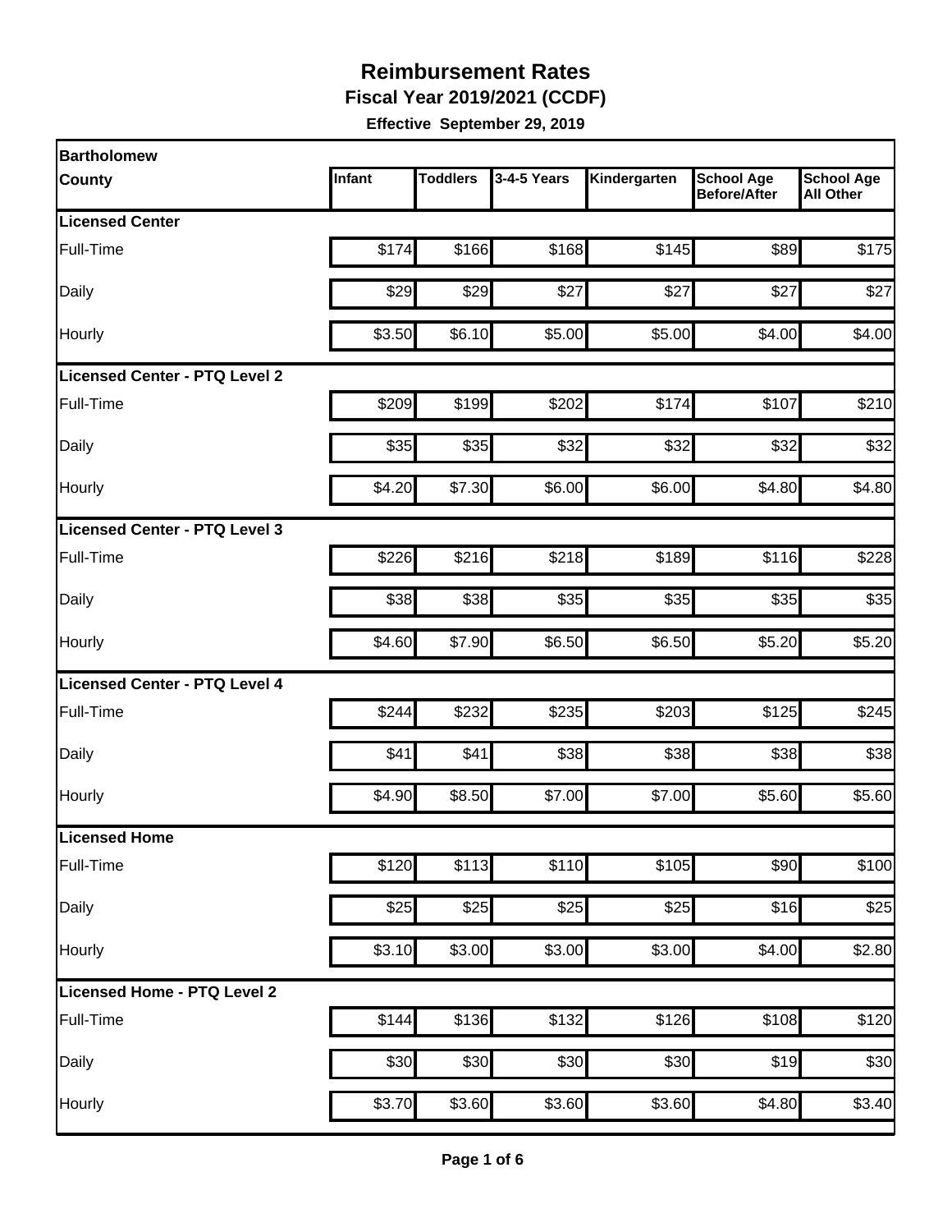# Reimbursement Rates

**Fiscal Year 2019/2021 (CCDF)**

**Effective September 29, 2019**

| Bartholomew County | Infant | Toddlers | 3-4-5 Years | Kindergarten | School Age Before/After | School Age All Other |
|---|---|---|---|---|---|---|
| **Licensed Center** | | | | | | |
| Full-Time | $174 | $166 | $168 | $145 | $89 | $175 |
| Daily | $29 | $29 | $27 | $27 | $27 | $27 |
| Hourly | $3.50 | $6.10 | $5.00 | $5.00 | $4.00 | $4.00 |
| **Licensed Center - PTQ Level 2** | | | | | | |
| Full-Time | $209 | $199 | $202 | $174 | $107 | $210 |
| Daily | $35 | $35 | $32 | $32 | $32 | $32 |
| Hourly | $4.20 | $7.30 | $6.00 | $6.00 | $4.80 | $4.80 |
| **Licensed Center - PTQ Level 3** | | | | | | |
| Full-Time | $226 | $216 | $218 | $189 | $116 | $228 |
| Daily | $38 | $38 | $35 | $35 | $35 | $35 |
| Hourly | $4.60 | $7.90 | $6.50 | $6.50 | $5.20 | $5.20 |
| **Licensed Center - PTQ Level 4** | | | | | | |
| Full-Time | $244 | $232 | $235 | $203 | $125 | $245 |
| Daily | $41 | $41 | $38 | $38 | $38 | $38 |
| Hourly | $4.90 | $8.50 | $7.00 | $7.00 | $5.60 | $5.60 |
| **Licensed Home** | | | | | | |
| Full-Time | $120 | $113 | $110 | $105 | $90 | $100 |
| Daily | $25 | $25 | $25 | $25 | $16 | $25 |
| Hourly | $3.10 | $3.00 | $3.00 | $3.00 | $4.00 | $2.80 |
| **Licensed Home - PTQ Level 2** | | | | | | |
| Full-Time | $144 | $136 | $132 | $126 | $108 | $120 |
| Daily | $30 | $30 | $30 | $30 | $19 | $30 |
| Hourly | $3.70 | $3.60 | $3.60 | $3.60 | $4.80 | $3.40 |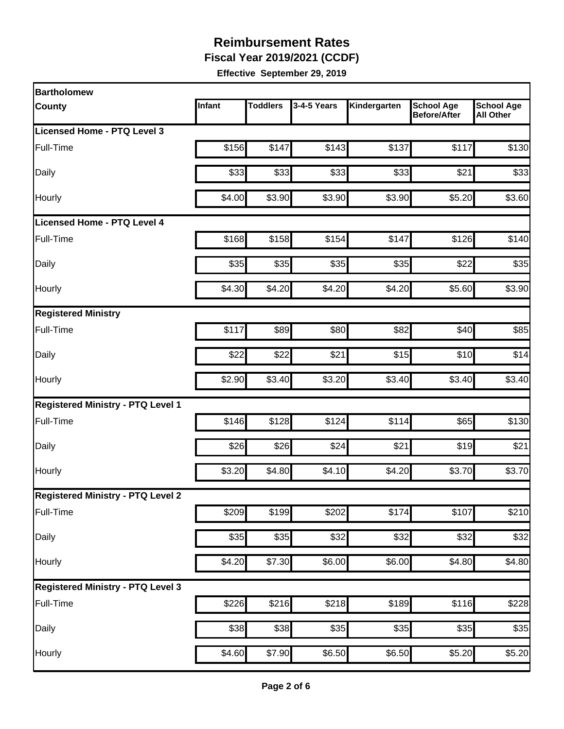# Reimbursement Rates

**Fiscal Year 2019/2021 (CCDF)**

**Effective September 29, 2019**

| Bartholomew County | Infant | Toddlers | 3-4-5 Years | Kindergarten | School Age Before/After | School Age All Other |
|---|---|---|---|---|---|---|
| **Licensed Home - PTQ Level 3** | | | | | | |
| Full-Time | $156 | $147 | $143 | $137 | $117 | $130 |
| Daily | $33 | $33 | $33 | $33 | $21 | $33 |
| Hourly | $4.00 | $3.90 | $3.90 | $3.90 | $5.20 | $3.60 |
| **Licensed Home - PTQ Level 4** | | | | | | |
| Full-Time | $168 | $158 | $154 | $147 | $126 | $140 |
| Daily | $35 | $35 | $35 | $35 | $22 | $35 |
| Hourly | $4.30 | $4.20 | $4.20 | $4.20 | $5.60 | $3.90 |
| **Registered Ministry** | | | | | | |
| Full-Time | $117 | $89 | $80 | $82 | $40 | $85 |
| Daily | $22 | $22 | $21 | $15 | $10 | $14 |
| Hourly | $2.90 | $3.40 | $3.20 | $3.40 | $3.40 | $3.40 |
| **Registered Ministry - PTQ Level 1** | | | | | | |
| Full-Time | $146 | $128 | $124 | $114 | $65 | $130 |
| Daily | $26 | $26 | $24 | $21 | $19 | $21 |
| Hourly | $3.20 | $4.80 | $4.10 | $4.20 | $3.70 | $3.70 |
| **Registered Ministry - PTQ Level 2** | | | | | | |
| Full-Time | $209 | $199 | $202 | $174 | $107 | $210 |
| Daily | $35 | $35 | $32 | $32 | $32 | $32 |
| Hourly | $4.20 | $7.30 | $6.00 | $6.00 | $4.80 | $4.80 |
| **Registered Ministry - PTQ Level 3** | | | | | | |
| Full-Time | $226 | $216 | $218 | $189 | $116 | $228 |
| Daily | $38 | $38 | $35 | $35 | $35 | $35 |
| Hourly | $4.60 | $7.90 | $6.50 | $6.50 | $5.20 | $5.20 |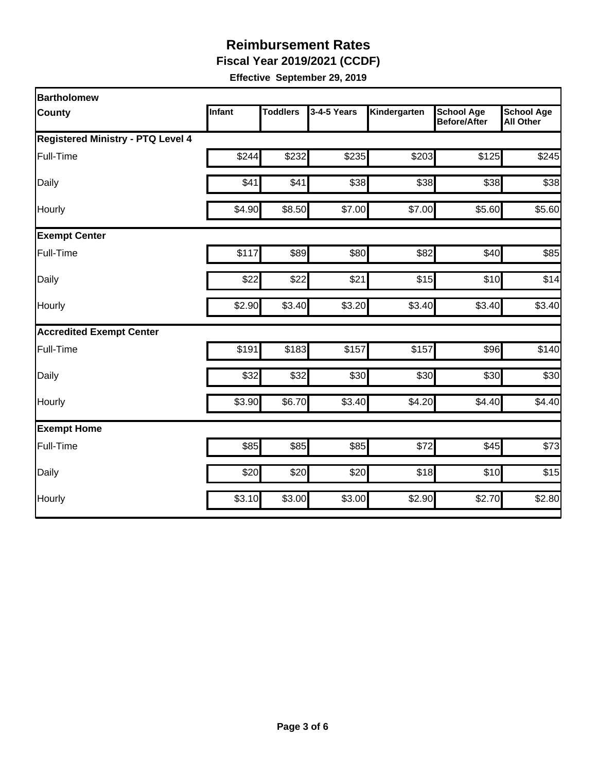# Reimbursement Rates

## Fiscal Year 2019/2021 (CCDF)

**Effective September 29, 2019**

| Bartholomew County | Infant | Toddlers | 3-4-5 Years | Kindergarten | School Age Before/After | School Age All Other |
|---|---|---|---|---|---|---|
| **Registered Ministry - PTQ Level 4** | | | | | | |
| Full-Time | $244 | $232 | $235 | $203 | $125 | $245 |
| Daily | $41 | $41 | $38 | $38 | $38 | $38 |
| Hourly | $4.90 | $8.50 | $7.00 | $7.00 | $5.60 | $5.60 |
| **Exempt Center** | | | | | | |
| Full-Time | $117 | $89 | $80 | $82 | $40 | $85 |
| Daily | $22 | $22 | $21 | $15 | $10 | $14 |
| Hourly | $2.90 | $3.40 | $3.20 | $3.40 | $3.40 | $3.40 |
| **Accredited Exempt Center** | | | | | | |
| Full-Time | $191 | $183 | $157 | $157 | $96 | $140 |
| Daily | $32 | $32 | $30 | $30 | $30 | $30 |
| Hourly | $3.90 | $6.70 | $3.40 | $4.20 | $4.40 | $4.40 |
| **Exempt Home** | | | | | | |
| Full-Time | $85 | $85 | $85 | $72 | $45 | $73 |
| Daily | $20 | $20 | $20 | $18 | $10 | $15 |
| Hourly | $3.10 | $3.00 | $3.00 | $2.90 | $2.70 | $2.80 |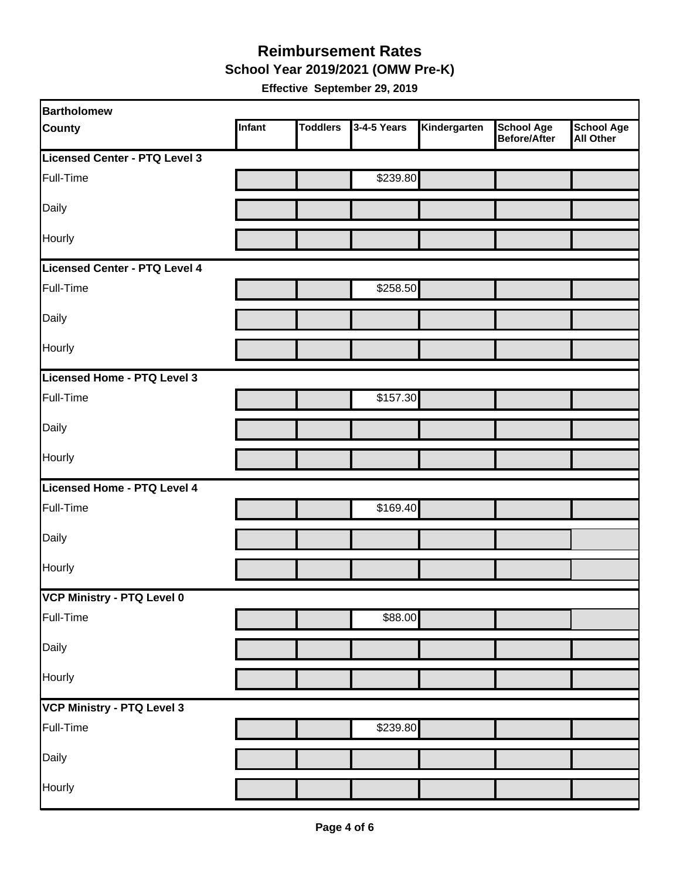# Reimbursement Rates

## School Year 2019/2021 (OMW Pre-K)

**Effective September 29, 2019**

| Bartholomew County | Infant | Toddlers | 3-4-5 Years | Kindergarten | School Age Before/After | School Age All Other |
|---|---|---|---|---|---|---|
| **Licensed Center - PTQ Level 3** | | | | | | |
| Full-Time | | | $239.80 | | | |
| Daily | | | | | | |
| Hourly | | | | | | |
| **Licensed Center - PTQ Level 4** | | | | | | |
| Full-Time | | | $258.50 | | | |
| Daily | | | | | | |
| Hourly | | | | | | |
| **Licensed Home - PTQ Level 3** | | | | | | |
| Full-Time | | | $157.30 | | | |
| Daily | | | | | | |
| Hourly | | | | | | |
| **Licensed Home - PTQ Level 4** | | | | | | |
| Full-Time | | | $169.40 | | | |
| Daily | | | | | | |
| Hourly | | | | | | |
| **VCP Ministry - PTQ Level 0** | | | | | | |
| Full-Time | | | $88.00 | | | |
| Daily | | | | | | |
| Hourly | | | | | | |
| **VCP Ministry - PTQ Level 3** | | | | | | |
| Full-Time | | | $239.80 | | | |
| Daily | | | | | | |
| Hourly | | | | | | |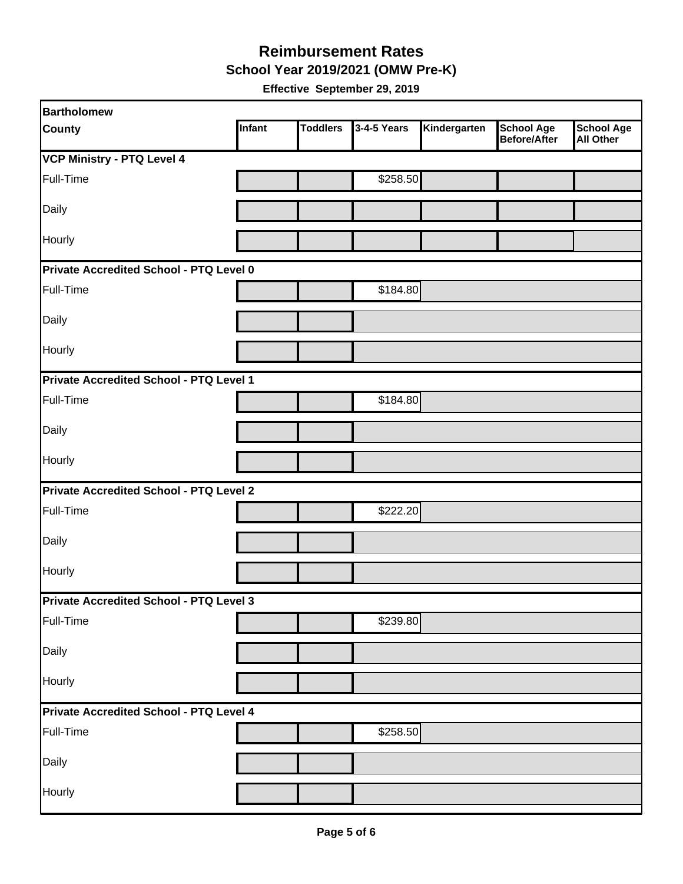# Reimbursement Rates

## School Year 2019/2021 (OMW Pre-K)

**Effective September 29, 2019**

| Bartholomew County | Infant | Toddlers | 3-4-5 Years | Kindergarten | School Age Before/After | School Age All Other |
|---|---|---|---|---|---|---|
| **VCP Ministry - PTQ Level 4** | | | | | | |
| Full-Time | | | $258.50 | | | |
| Daily | | | | | | |
| Hourly | | | | | | |
| **Private Accredited School - PTQ Level 0** | | | | | | |
| Full-Time | | | $184.80 | | | |
| Daily | | | | | | |
| Hourly | | | | | | |
| **Private Accredited School - PTQ Level 1** | | | | | | |
| Full-Time | | | $184.80 | | | |
| Daily | | | | | | |
| Hourly | | | | | | |
| **Private Accredited School - PTQ Level 2** | | | | | | |
| Full-Time | | | $222.20 | | | |
| Daily | | | | | | |
| Hourly | | | | | | |
| **Private Accredited School - PTQ Level 3** | | | | | | |
| Full-Time | | | $239.80 | | | |
| Daily | | | | | | |
| Hourly | | | | | | |
| **Private Accredited School - PTQ Level 4** | | | | | | |
| Full-Time | | | $258.50 | | | |
| Daily | | | | | | |
| Hourly | | | | | | |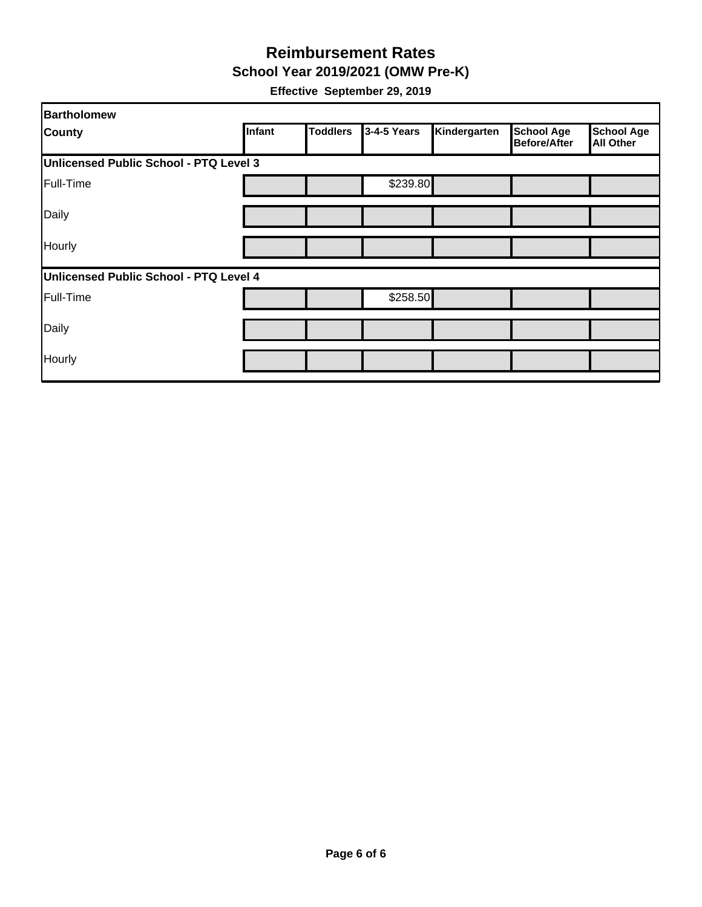# Reimbursement Rates

## School Year 2019/2021 (OMW Pre-K)

**Effective September 29, 2019**

| **Bartholomew County** | **Infant** | **Toddlers** | **3-4-5 Years** | **Kindergarten** | **School Age Before/After** | **School Age All Other** |
|---|---|---|---|---|---|---|
| **Unlicensed Public School - PTQ Level 3** | | | | | | |
| Full-Time | | | $239.80 | | | |
| Daily | | | | | | |
| Hourly | | | | | | |
| **Unlicensed Public School - PTQ Level 4** | | | | | | |
| Full-Time | | | $258.50 | | | |
| Daily | | | | | | |
| Hourly | | | | | | |